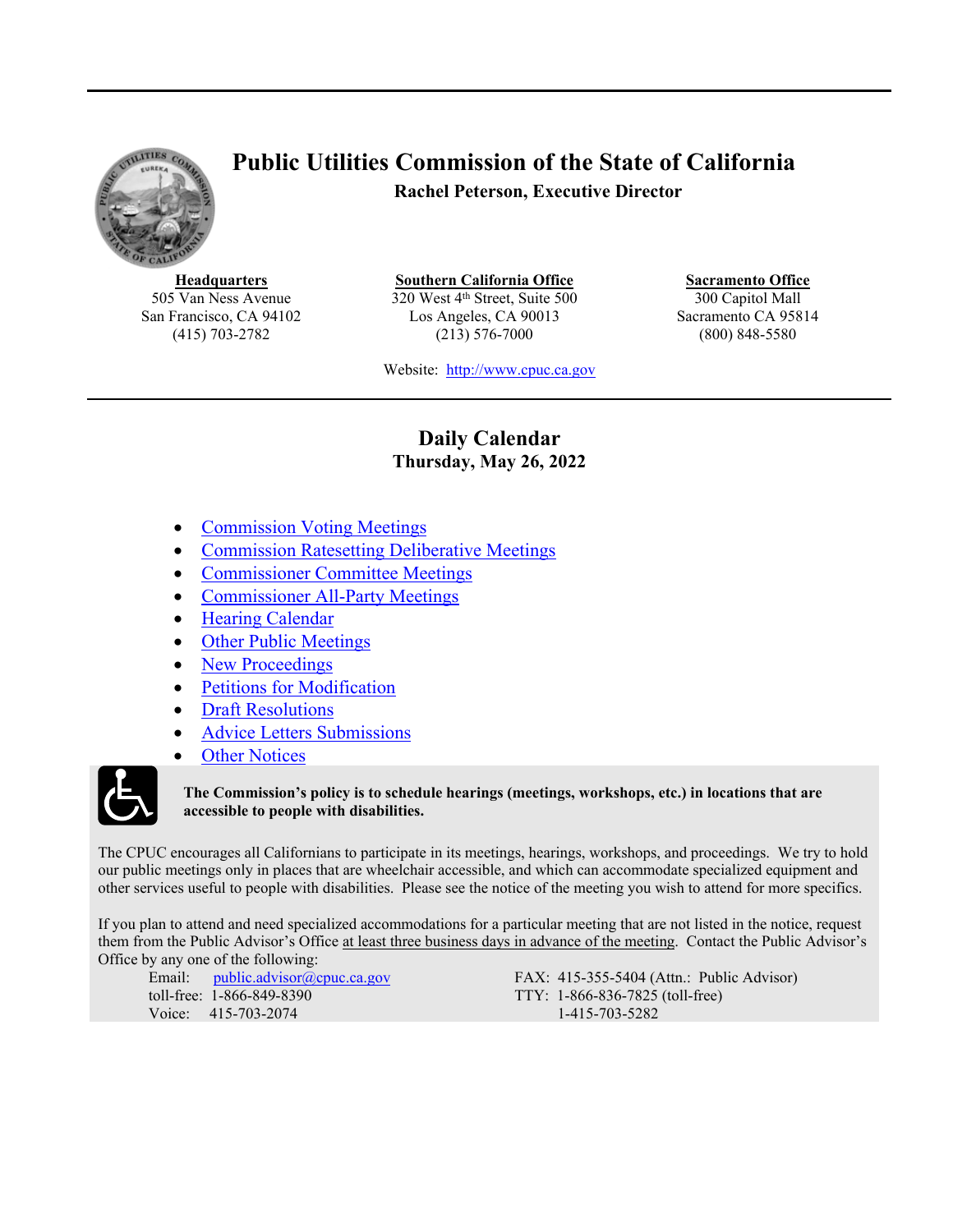# Public Utilities Commission of the State of California

**Rachel Peterson, Executive Director**

**Headquarters**
505 Van Ness Avenue
San Francisco, CA 94102
(415) 703-2782

**Southern California Office**
320 West 4th Street, Suite 500
Los Angeles, CA 90013
(213) 576-7000

**Sacramento Office**
300 Capitol Mall
Sacramento CA 95814
(800) 848-5580

Website: http://www.cpuc.ca.gov

## Daily Calendar

**Thursday, May 26, 2022**

- Commission Voting Meetings
- Commission Ratesetting Deliberative Meetings
- Commissioner Committee Meetings
- Commissioner All-Party Meetings
- Hearing Calendar
- Other Public Meetings
- New Proceedings
- Petitions for Modification
- Draft Resolutions
- Advice Letters Submissions
- Other Notices

**The Commission's policy is to schedule hearings (meetings, workshops, etc.) in locations that are accessible to people with disabilities.**

The CPUC encourages all Californians to participate in its meetings, hearings, workshops, and proceedings. We try to hold our public meetings only in places that are wheelchair accessible, and which can accommodate specialized equipment and other services useful to people with disabilities. Please see the notice of the meeting you wish to attend for more specifics.

If you plan to attend and need specialized accommodations for a particular meeting that are not listed in the notice, request them from the Public Advisor's Office at least three business days in advance of the meeting. Contact the Public Advisor's Office by any one of the following:

Email: public.advisor@cpuc.ca.gov
toll-free: 1-866-849-8390
Voice: 415-703-2074

FAX: 415-355-5404 (Attn.: Public Advisor)
TTY: 1-866-836-7825 (toll-free)
1-415-703-5282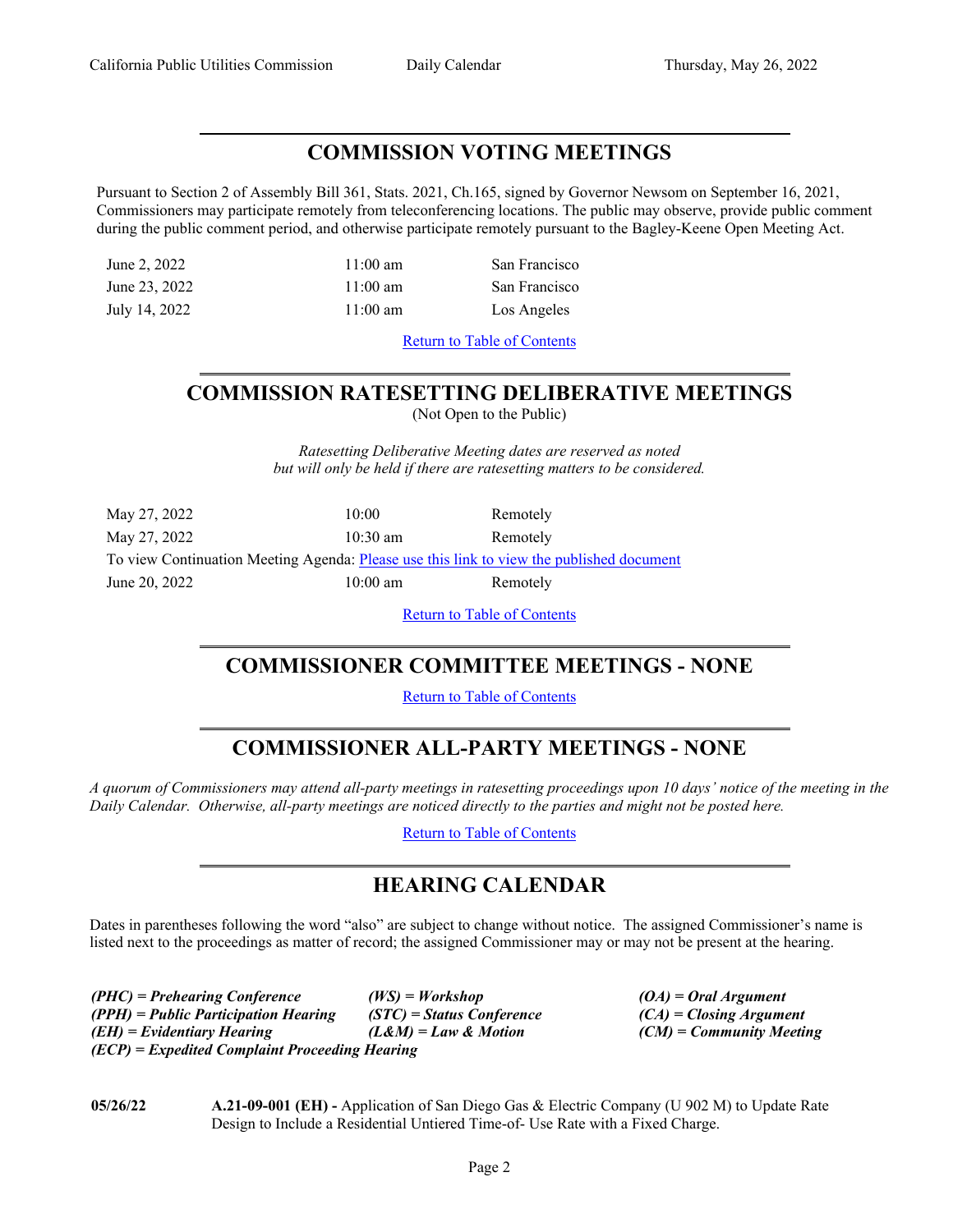## COMMISSION VOTING MEETINGS

Pursuant to Section 2 of Assembly Bill 361, Stats. 2021, Ch.165, signed by Governor Newsom on September 16, 2021, Commissioners may participate remotely from teleconferencing locations. The public may observe, provide public comment during the public comment period, and otherwise participate remotely pursuant to the Bagley-Keene Open Meeting Act.

| | | |
|---|---|---|
| June 2, 2022 | 11:00 am | San Francisco |
| June 23, 2022 | 11:00 am | San Francisco |
| July 14, 2022 | 11:00 am | Los Angeles |

Return to Table of Contents

## COMMISSION RATESETTING DELIBERATIVE MEETINGS

(Not Open to the Public)

*Ratesetting Deliberative Meeting dates are reserved as noted but will only be held if there are ratesetting matters to be considered.*

| | | |
|---|---|---|
| May 27, 2022 | 10:00 | Remotely |
| May 27, 2022 | 10:30 am | Remotely |

To view Continuation Meeting Agenda: Please use this link to view the published document

| | | |
|---|---|---|
| June 20, 2022 | 10:00 am | Remotely |

Return to Table of Contents

## COMMISSIONER COMMITTEE MEETINGS - NONE

Return to Table of Contents

## COMMISSIONER ALL-PARTY MEETINGS - NONE

*A quorum of Commissioners may attend all-party meetings in ratesetting proceedings upon 10 days' notice of the meeting in the Daily Calendar. Otherwise, all-party meetings are noticed directly to the parties and might not be posted here.*

Return to Table of Contents

## HEARING CALENDAR

Dates in parentheses following the word "also" are subject to change without notice. The assigned Commissioner's name is listed next to the proceedings as matter of record; the assigned Commissioner may or may not be present at the hearing.

***(PHC) = Prehearing Conference*** ***(WS) = Workshop*** ***(OA) = Oral Argument***
***(PPH) = Public Participation Hearing*** ***(STC) = Status Conference*** ***(CA) = Closing Argument***
***(EH) = Evidentiary Hearing*** ***(L&M) = Law & Motion*** ***(CM) = Community Meeting***
***(ECP) = Expedited Complaint Proceeding Hearing***

**05/26/22** **A.21-09-001 (EH) -** Application of San Diego Gas & Electric Company (U 902 M) to Update Rate Design to Include a Residential Untiered Time-of- Use Rate with a Fixed Charge.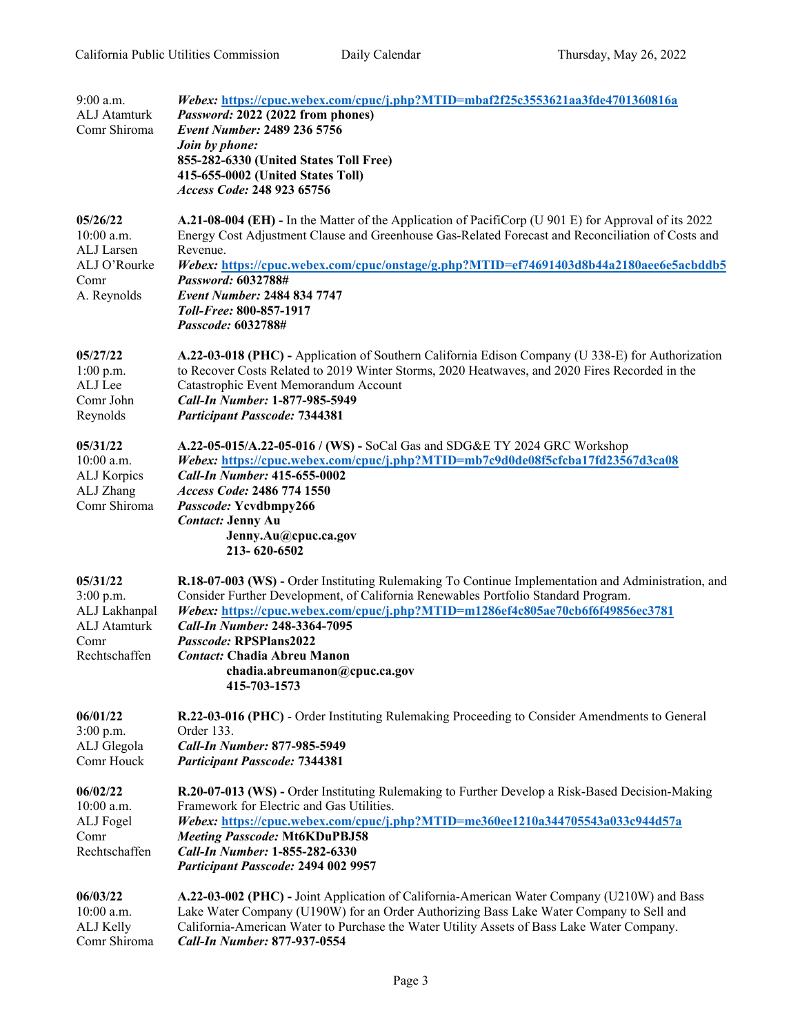9:00 a.m.
ALJ Atamturk
Comr Shiroma

***Webex:*** **https://cpuc.webex.com/cpuc/j.php?MTID=mbaf2f25c3553621aa3fde4701360816a**
***Password:*** **2022 (2022 from phones)**
***Event Number:*** **2489 236 5756**
***Join by phone:***
**855-282-6330 (United States Toll Free)**
**415-655-0002 (United States Toll)**
***Access Code:*** **248 923 65756**

**05/26/22**
10:00 a.m.
ALJ Larsen
ALJ O'Rourke
Comr A. Reynolds

**A.21-08-004 (EH) -** In the Matter of the Application of PacifiCorp (U 901 E) for Approval of its 2022 Energy Cost Adjustment Clause and Greenhouse Gas-Related Forecast and Reconciliation of Costs and Revenue.
***Webex:*** **https://cpuc.webex.com/cpuc/onstage/g.php?MTID=ef74691403d8b44a2180aee6e5acbddb5**
***Password:*** **6032788#**
***Event Number:*** **2484 834 7747**
***Toll-Free:*** **800-857-1917**
***Passcode:*** **6032788#**

**05/27/22**
1:00 p.m.
ALJ Lee
Comr John Reynolds

**A.22-03-018 (PHC) -** Application of Southern California Edison Company (U 338-E) for Authorization to Recover Costs Related to 2019 Winter Storms, 2020 Heatwaves, and 2020 Fires Recorded in the Catastrophic Event Memorandum Account
***Call-In Number:*** **1-877-985-5949**
***Participant Passcode:*** **7344381**

**05/31/22**
10:00 a.m.
ALJ Korpics
ALJ Zhang
Comr Shiroma

**A.22-05-015/A.22-05-016 / (WS) -** SoCal Gas and SDG&E TY 2024 GRC Workshop
***Webex:*** **https://cpuc.webex.com/cpuc/j.php?MTID=mb7c9d0de08f5cfcba17fd23567d3ca08**
***Call-In Number:*** **415-655-0002**
***Access Code:*** **2486 774 1550**
***Passcode:*** **Ycvdbmpy266**
***Contact:*** **Jenny Au**
**Jenny.Au@cpuc.ca.gov**
**213- 620-6502**

**05/31/22**
3:00 p.m.
ALJ Lakhanpal
ALJ Atamturk
Comr Rechtschaffen

**R.18-07-003 (WS) -** Order Instituting Rulemaking To Continue Implementation and Administration, and Consider Further Development, of California Renewables Portfolio Standard Program.
***Webex:*** **https://cpuc.webex.com/cpuc/j.php?MTID=m1286ef4c805ae70cb6f6f49856ec3781**
***Call-In Number:*** **248-3364-7095**
***Passcode:*** **RPSPlans2022**
***Contact:*** **Chadia Abreu Manon**
**chadia.abreumanon@cpuc.ca.gov**
**415-703-1573**

**06/01/22**
3:00 p.m.
ALJ Glegola
Comr Houck

**R.22-03-016 (PHC)** - Order Instituting Rulemaking Proceeding to Consider Amendments to General Order 133.
***Call-In Number:*** **877-985-5949**
***Participant Passcode:*** **7344381**

**06/02/22**
10:00 a.m.
ALJ Fogel
Comr Rechtschaffen

**R.20-07-013 (WS) -** Order Instituting Rulemaking to Further Develop a Risk-Based Decision-Making Framework for Electric and Gas Utilities.
***Webex:*** **https://cpuc.webex.com/cpuc/j.php?MTID=me360ee1210a344705543a033c944d57a**
***Meeting Passcode:*** **Mt6KDuPBJ58**
***Call-In Number:*** **1-855-282-6330**
***Participant Passcode:*** **2494 002 9957**

**06/03/22**
10:00 a.m.
ALJ Kelly
Comr Shiroma

**A.22-03-002 (PHC) -** Joint Application of California-American Water Company (U210W) and Bass Lake Water Company (U190W) for an Order Authorizing Bass Lake Water Company to Sell and California-American Water to Purchase the Water Utility Assets of Bass Lake Water Company.
***Call-In Number:*** **877-937-0554**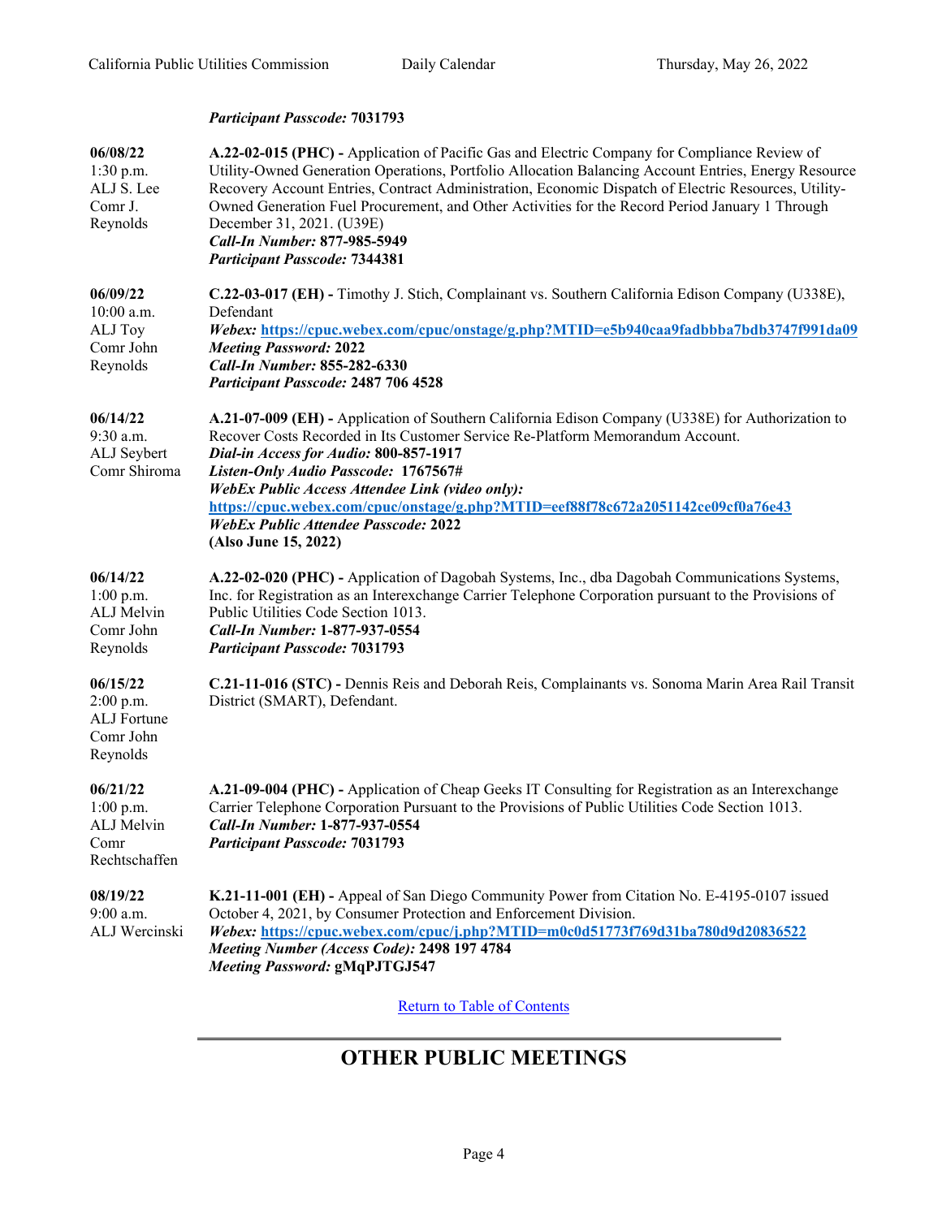***Participant Passcode:*** **7031793**

| | |
|---|---|
| **06/08/22**<br>1:30 p.m.<br>ALJ S. Lee<br>Comr J. Reynolds | **A.22-02-015 (PHC) -** Application of Pacific Gas and Electric Company for Compliance Review of Utility-Owned Generation Operations, Portfolio Allocation Balancing Account Entries, Energy Resource Recovery Account Entries, Contract Administration, Economic Dispatch of Electric Resources, Utility-Owned Generation Fuel Procurement, and Other Activities for the Record Period January 1 Through December 31, 2021. (U39E)<br>***Call-In Number:*** **877-985-5949**<br>***Participant Passcode:*** **7344381** |
| **06/09/22**<br>10:00 a.m.<br>ALJ Toy<br>Comr John Reynolds | **C.22-03-017 (EH) -** Timothy J. Stich, Complainant vs. Southern California Edison Company (U338E), Defendant<br>***Webex:*** **https://cpuc.webex.com/cpuc/onstage/g.php?MTID=e5b940caa9fadbbba7bdb3747f991da09**<br>***Meeting Password:*** **2022**<br>***Call-In Number:*** **855-282-6330**<br>***Participant Passcode:*** **2487 706 4528** |
| **06/14/22**<br>9:30 a.m.<br>ALJ Seybert<br>Comr Shiroma | **A.21-07-009 (EH) -** Application of Southern California Edison Company (U338E) for Authorization to Recover Costs Recorded in Its Customer Service Re-Platform Memorandum Account.<br>***Dial-in Access for Audio:*** **800-857-1917**<br>***Listen-Only Audio Passcode:*** **1767567#**<br>***WebEx Public Access Attendee Link (video only):***<br>**https://cpuc.webex.com/cpuc/onstage/g.php?MTID=eef88f78c672a2051142ce09cf0a76e43**<br>***WebEx Public Attendee Passcode:*** **2022**<br>**(Also June 15, 2022)** |
| **06/14/22**<br>1:00 p.m.<br>ALJ Melvin<br>Comr John Reynolds | **A.22-02-020 (PHC) -** Application of Dagobah Systems, Inc., dba Dagobah Communications Systems, Inc. for Registration as an Interexchange Carrier Telephone Corporation pursuant to the Provisions of Public Utilities Code Section 1013.<br>***Call-In Number:*** **1-877-937-0554**<br>***Participant Passcode:*** **7031793** |
| **06/15/22**<br>2:00 p.m.<br>ALJ Fortune<br>Comr John Reynolds | **C.21-11-016 (STC) -** Dennis Reis and Deborah Reis, Complainants vs. Sonoma Marin Area Rail Transit District (SMART), Defendant. |
| **06/21/22**<br>1:00 p.m.<br>ALJ Melvin<br>Comr Rechtschaffen | **A.21-09-004 (PHC) -** Application of Cheap Geeks IT Consulting for Registration as an Interexchange Carrier Telephone Corporation Pursuant to the Provisions of Public Utilities Code Section 1013.<br>***Call-In Number:*** **1-877-937-0554**<br>***Participant Passcode:*** **7031793** |
| **08/19/22**<br>9:00 a.m.<br>ALJ Wercinski | **K.21-11-001 (EH) -** Appeal of San Diego Community Power from Citation No. E-4195-0107 issued October 4, 2021, by Consumer Protection and Enforcement Division.<br>***Webex:*** **https://cpuc.webex.com/cpuc/j.php?MTID=m0c0d51773f769d31ba780d9d20836522**<br>***Meeting Number (Access Code):*** **2498 197 4784**<br>***Meeting Password:*** **gMqPJTGJ547** |

Return to Table of Contents

## OTHER PUBLIC MEETINGS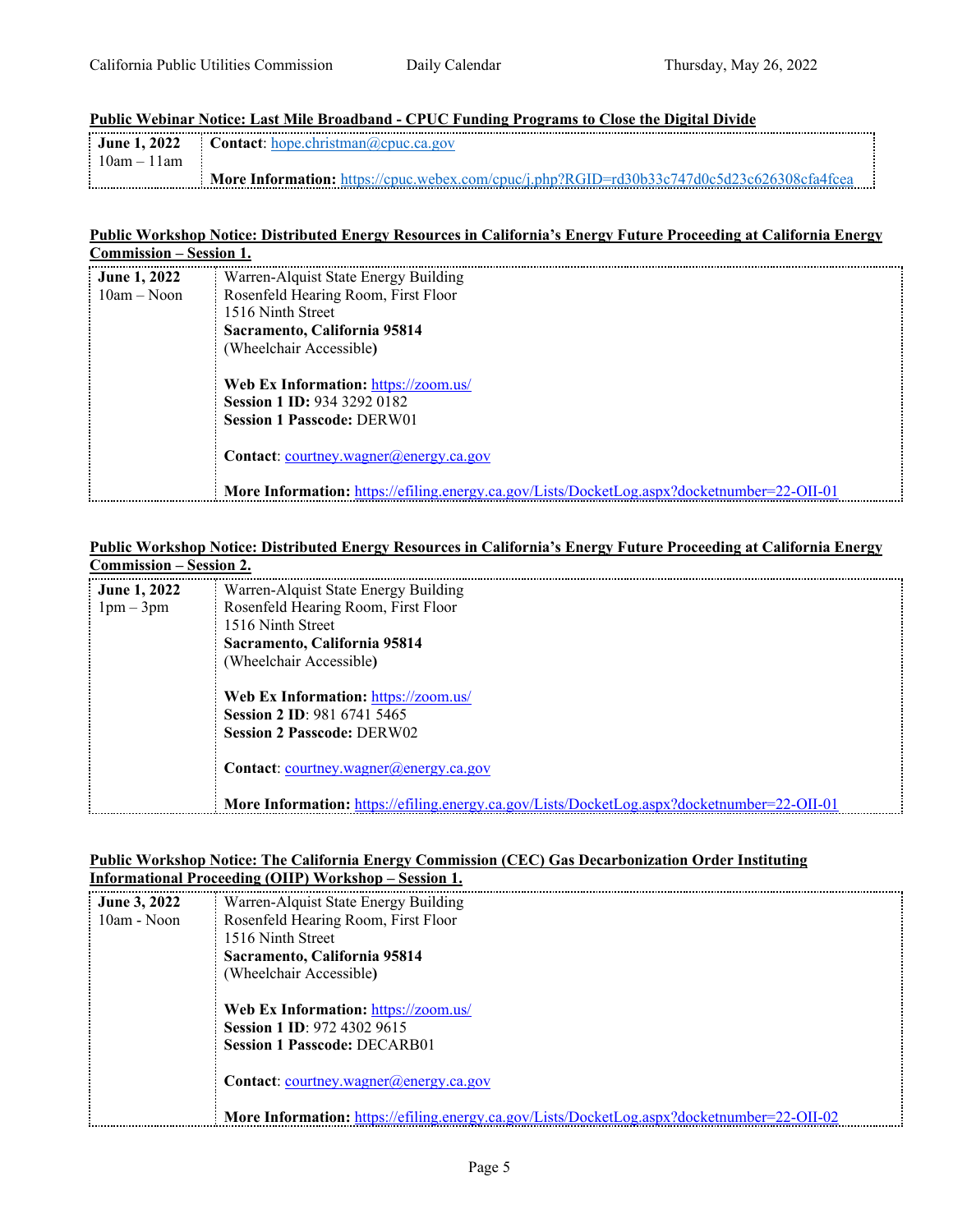**Public Webinar Notice: Last Mile Broadband - CPUC Funding Programs to Close the Digital Divide**

| | |
|---|---|
| **June 1, 2022**<br>10am – 11am | **Contact**: hope.christman@cpuc.ca.gov<br><br>**More Information:** https://cpuc.webex.com/cpuc/j.php?RGID=rd30b33c747d0c5d23c626308cfa4fcea |

**Public Workshop Notice: Distributed Energy Resources in California's Energy Future Proceeding at California Energy Commission – Session 1.**

| | |
|---|---|
| **June 1, 2022**<br>10am – Noon | Warren-Alquist State Energy Building<br>Rosenfeld Hearing Room, First Floor<br>1516 Ninth Street<br>**Sacramento, California 95814**<br>(Wheelchair Accessible)<br><br>**Web Ex Information:** https://zoom.us/<br>**Session 1 ID:** 934 3292 0182<br>**Session 1 Passcode:** DERW01<br><br>**Contact**: courtney.wagner@energy.ca.gov<br><br>**More Information:** https://efiling.energy.ca.gov/Lists/DocketLog.aspx?docketnumber=22-OII-01 |

**Public Workshop Notice: Distributed Energy Resources in California's Energy Future Proceeding at California Energy Commission – Session 2.**

| | |
|---|---|
| **June 1, 2022**<br>1pm – 3pm | Warren-Alquist State Energy Building<br>Rosenfeld Hearing Room, First Floor<br>1516 Ninth Street<br>**Sacramento, California 95814**<br>(Wheelchair Accessible)<br><br>**Web Ex Information:** https://zoom.us/<br>**Session 2 ID**: 981 6741 5465<br>**Session 2 Passcode:** DERW02<br><br>**Contact**: courtney.wagner@energy.ca.gov<br><br>**More Information:** https://efiling.energy.ca.gov/Lists/DocketLog.aspx?docketnumber=22-OII-01 |

**Public Workshop Notice: The California Energy Commission (CEC) Gas Decarbonization Order Instituting Informational Proceeding (OIIP) Workshop – Session 1.**

| | |
|---|---|
| **June 3, 2022**<br>10am - Noon | Warren-Alquist State Energy Building<br>Rosenfeld Hearing Room, First Floor<br>1516 Ninth Street<br>**Sacramento, California 95814**<br>(Wheelchair Accessible)<br><br>**Web Ex Information:** https://zoom.us/<br>**Session 1 ID**: 972 4302 9615<br>**Session 1 Passcode:** DECARB01<br><br>**Contact**: courtney.wagner@energy.ca.gov<br><br>**More Information:** https://efiling.energy.ca.gov/Lists/DocketLog.aspx?docketnumber=22-OII-02 |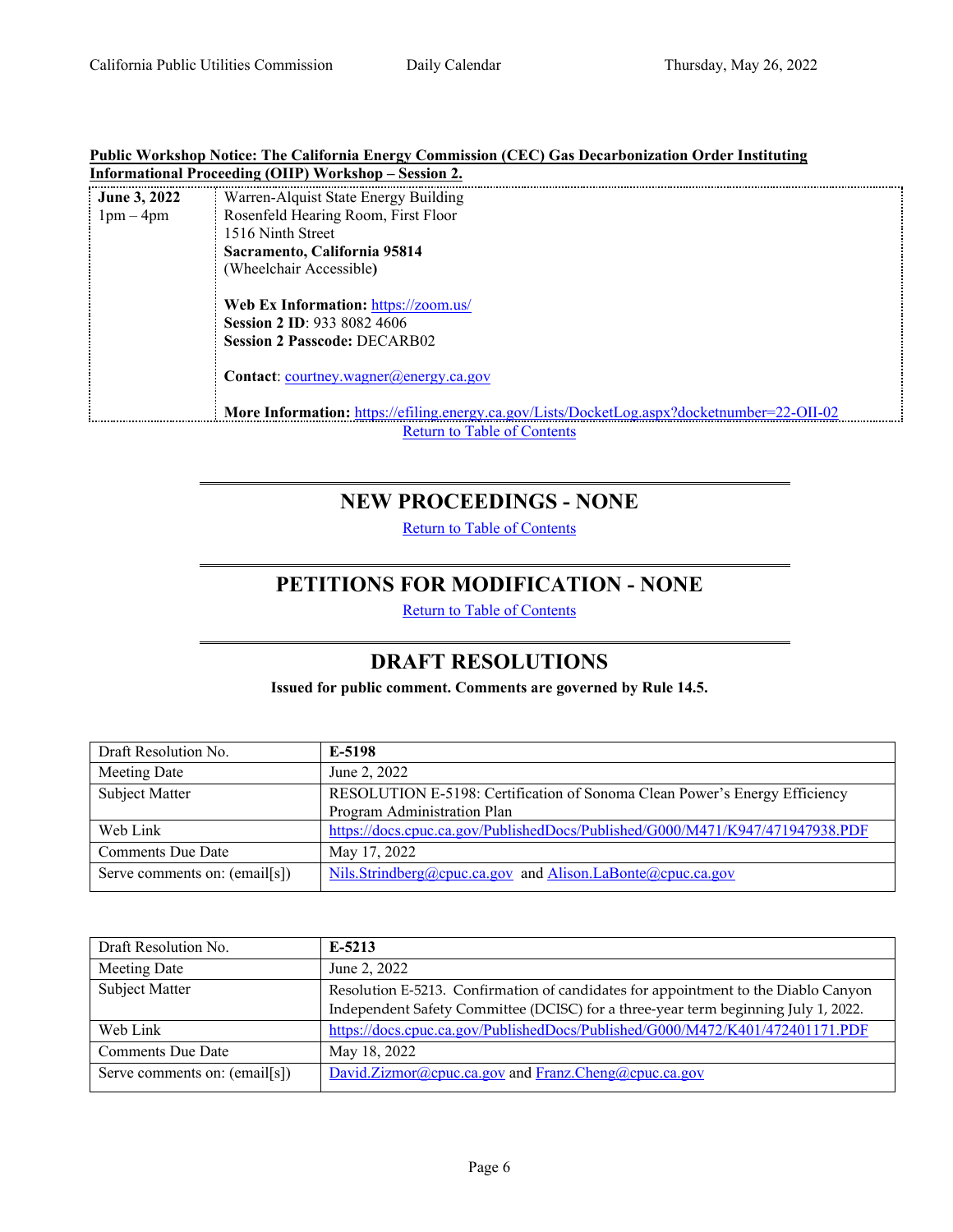**Public Workshop Notice: The California Energy Commission (CEC) Gas Decarbonization Order Instituting Informational Proceeding (OIIP) Workshop – Session 2.**

| | |
|---|---|
| **June 3, 2022**<br>1pm – 4pm | Warren-Alquist State Energy Building<br>Rosenfeld Hearing Room, First Floor<br>1516 Ninth Street<br>**Sacramento, California 95814**<br>(Wheelchair Accessible**)**<br><br>**Web Ex Information:** https://zoom.us/<br>**Session 2 ID**: 933 8082 4606<br>**Session 2 Passcode:** DECARB02<br><br>**Contact**: courtney.wagner@energy.ca.gov<br><br>**More Information:** https://efiling.energy.ca.gov/Lists/DocketLog.aspx?docketnumber=22-OII-02 |

Return to Table of Contents

## NEW PROCEEDINGS - NONE

Return to Table of Contents

## PETITIONS FOR MODIFICATION - NONE

Return to Table of Contents

## DRAFT RESOLUTIONS

**Issued for public comment. Comments are governed by Rule 14.5.**

| Draft Resolution No. | **E-5198** |
|---|---|
| Meeting Date | June 2, 2022 |
| Subject Matter | RESOLUTION E-5198: Certification of Sonoma Clean Power's Energy Efficiency Program Administration Plan |
| Web Link | https://docs.cpuc.ca.gov/PublishedDocs/Published/G000/M471/K947/471947938.PDF |
| Comments Due Date | May 17, 2022 |
| Serve comments on: (email[s]) | Nils.Strindberg@cpuc.ca.gov and Alison.LaBonte@cpuc.ca.gov |

| Draft Resolution No. | **E-5213** |
|---|---|
| Meeting Date | June 2, 2022 |
| Subject Matter | Resolution E-5213. Confirmation of candidates for appointment to the Diablo Canyon Independent Safety Committee (DCISC) for a three-year term beginning July 1, 2022. |
| Web Link | https://docs.cpuc.ca.gov/PublishedDocs/Published/G000/M472/K401/472401171.PDF |
| Comments Due Date | May 18, 2022 |
| Serve comments on: (email[s]) | David.Zizmor@cpuc.ca.gov and Franz.Cheng@cpuc.ca.gov |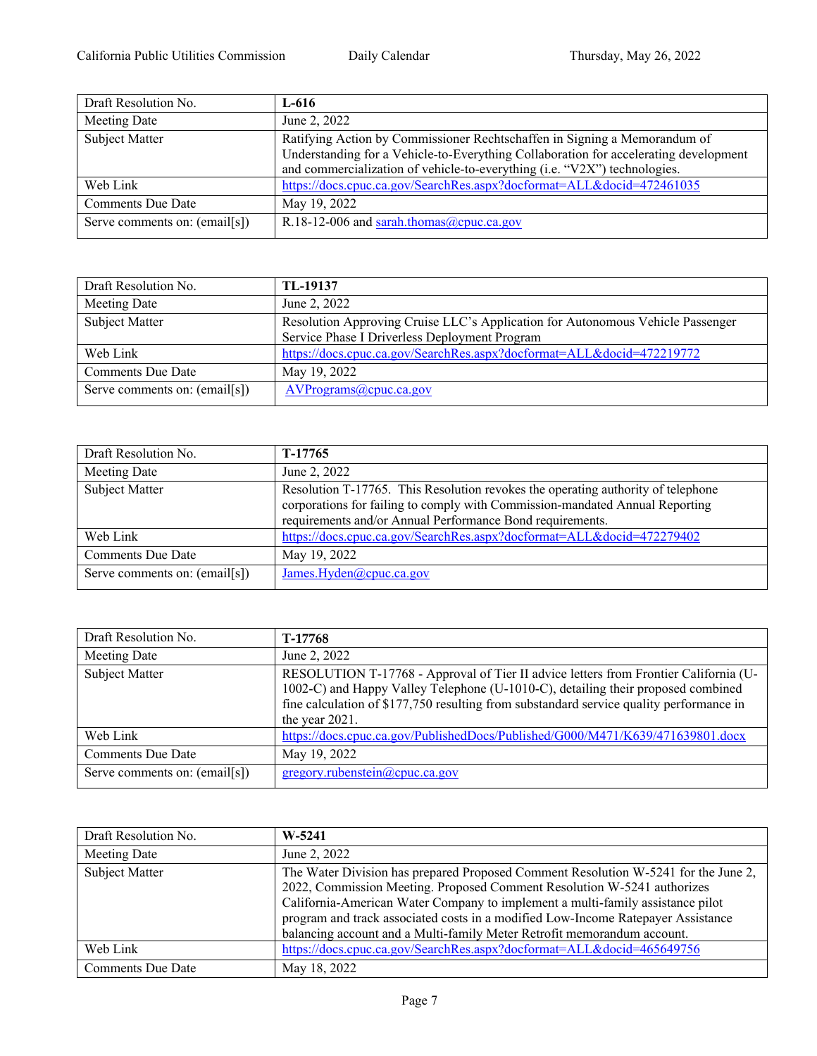| | |
|---|---|
| Draft Resolution No. | **L-616** |
| Meeting Date | June 2, 2022 |
| Subject Matter | Ratifying Action by Commissioner Rechtschaffen in Signing a Memorandum of Understanding for a Vehicle-to-Everything Collaboration for accelerating development and commercialization of vehicle-to-everything (i.e. "V2X") technologies. |
| Web Link | https://docs.cpuc.ca.gov/SearchRes.aspx?docformat=ALL&docid=472461035 |
| Comments Due Date | May 19, 2022 |
| Serve comments on: (email[s]) | R.18-12-006 and sarah.thomas@cpuc.ca.gov |

| | |
|---|---|
| Draft Resolution No. | **TL-19137** |
| Meeting Date | June 2, 2022 |
| Subject Matter | Resolution Approving Cruise LLC's Application for Autonomous Vehicle Passenger Service Phase I Driverless Deployment Program |
| Web Link | https://docs.cpuc.ca.gov/SearchRes.aspx?docformat=ALL&docid=472219772 |
| Comments Due Date | May 19, 2022 |
| Serve comments on: (email[s]) | AVPrograms@cpuc.ca.gov |

| | |
|---|---|
| Draft Resolution No. | **T-17765** |
| Meeting Date | June 2, 2022 |
| Subject Matter | Resolution T-17765. This Resolution revokes the operating authority of telephone corporations for failing to comply with Commission-mandated Annual Reporting requirements and/or Annual Performance Bond requirements. |
| Web Link | https://docs.cpuc.ca.gov/SearchRes.aspx?docformat=ALL&docid=472279402 |
| Comments Due Date | May 19, 2022 |
| Serve comments on: (email[s]) | James.Hyden@cpuc.ca.gov |

| | |
|---|---|
| Draft Resolution No. | **T-17768** |
| Meeting Date | June 2, 2022 |
| Subject Matter | RESOLUTION T-17768 - Approval of Tier II advice letters from Frontier California (U-1002-C) and Happy Valley Telephone (U-1010-C), detailing their proposed combined fine calculation of $177,750 resulting from substandard service quality performance in the year 2021. |
| Web Link | https://docs.cpuc.ca.gov/PublishedDocs/Published/G000/M471/K639/471639801.docx |
| Comments Due Date | May 19, 2022 |
| Serve comments on: (email[s]) | gregory.rubenstein@cpuc.ca.gov |

| | |
|---|---|
| Draft Resolution No. | **W-5241** |
| Meeting Date | June 2, 2022 |
| Subject Matter | The Water Division has prepared Proposed Comment Resolution W-5241 for the June 2, 2022, Commission Meeting. Proposed Comment Resolution W-5241 authorizes California-American Water Company to implement a multi-family assistance pilot program and track associated costs in a modified Low-Income Ratepayer Assistance balancing account and a Multi-family Meter Retrofit memorandum account. |
| Web Link | https://docs.cpuc.ca.gov/SearchRes.aspx?docformat=ALL&docid=465649756 |
| Comments Due Date | May 18, 2022 |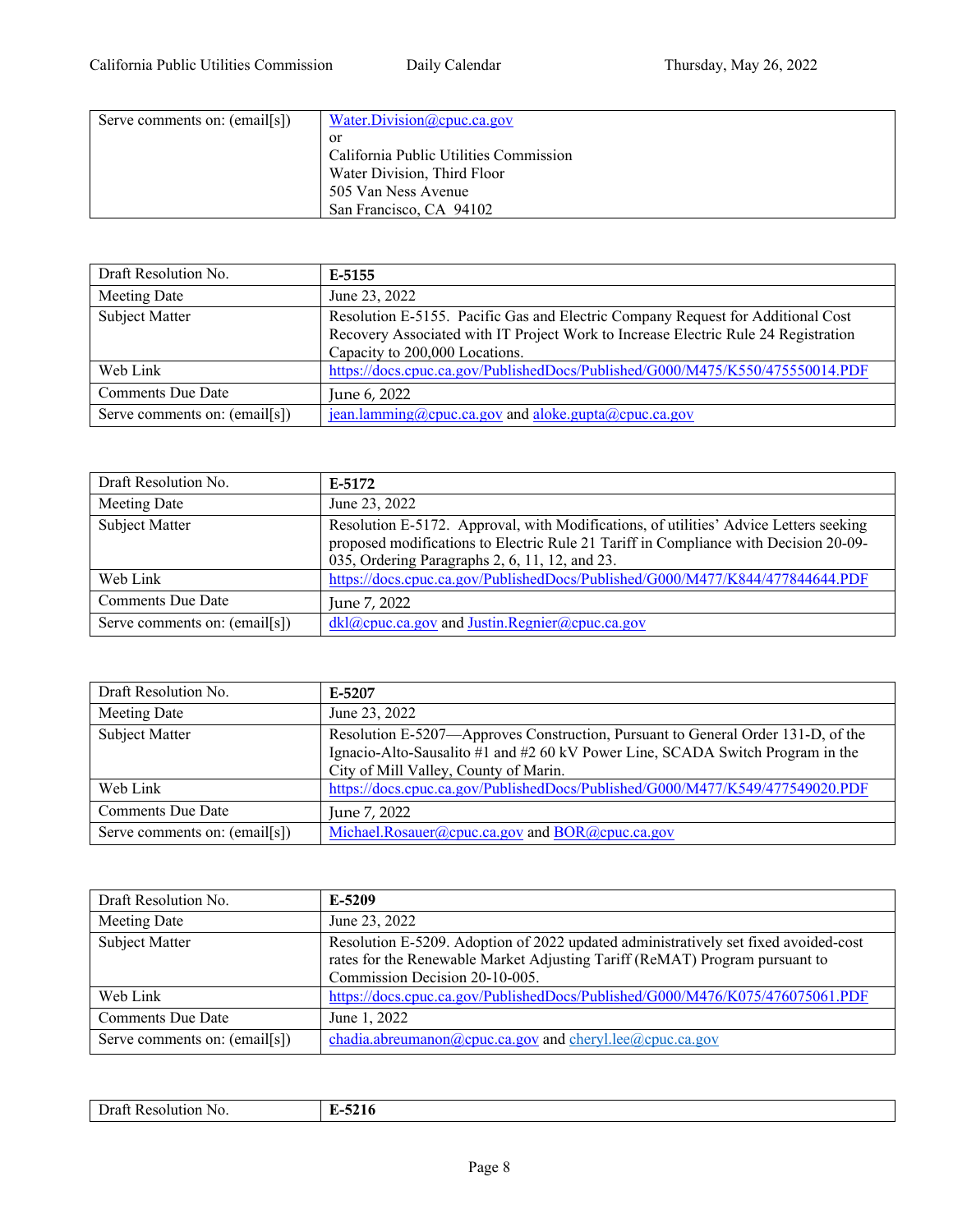| | |
|---|---|
| Serve comments on: (email[s]) | Water.Division@cpuc.ca.gov<br>or<br>California Public Utilities Commission<br>Water Division, Third Floor<br>505 Van Ness Avenue<br>San Francisco, CA 94102 |

| | |
|---|---|
| Draft Resolution No. | **E-5155** |
| Meeting Date | June 23, 2022 |
| Subject Matter | Resolution E-5155. Pacific Gas and Electric Company Request for Additional Cost Recovery Associated with IT Project Work to Increase Electric Rule 24 Registration Capacity to 200,000 Locations. |
| Web Link | https://docs.cpuc.ca.gov/PublishedDocs/Published/G000/M475/K550/475550014.PDF |
| Comments Due Date | June 6, 2022 |
| Serve comments on: (email[s]) | jean.lamming@cpuc.ca.gov and aloke.gupta@cpuc.ca.gov |

| | |
|---|---|
| Draft Resolution No. | **E-5172** |
| Meeting Date | June 23, 2022 |
| Subject Matter | Resolution E-5172. Approval, with Modifications, of utilities' Advice Letters seeking proposed modifications to Electric Rule 21 Tariff in Compliance with Decision 20-09-035, Ordering Paragraphs 2, 6, 11, 12, and 23. |
| Web Link | https://docs.cpuc.ca.gov/PublishedDocs/Published/G000/M477/K844/477844644.PDF |
| Comments Due Date | June 7, 2022 |
| Serve comments on: (email[s]) | dkl@cpuc.ca.gov and Justin.Regnier@cpuc.ca.gov |

| | |
|---|---|
| Draft Resolution No. | **E-5207** |
| Meeting Date | June 23, 2022 |
| Subject Matter | Resolution E-5207—Approves Construction, Pursuant to General Order 131-D, of the Ignacio-Alto-Sausalito #1 and #2 60 kV Power Line, SCADA Switch Program in the City of Mill Valley, County of Marin. |
| Web Link | https://docs.cpuc.ca.gov/PublishedDocs/Published/G000/M477/K549/477549020.PDF |
| Comments Due Date | June 7, 2022 |
| Serve comments on: (email[s]) | Michael.Rosauer@cpuc.ca.gov and BOR@cpuc.ca.gov |

| | |
|---|---|
| Draft Resolution No. | **E-5209** |
| Meeting Date | June 23, 2022 |
| Subject Matter | Resolution E-5209. Adoption of 2022 updated administratively set fixed avoided-cost rates for the Renewable Market Adjusting Tariff (ReMAT) Program pursuant to Commission Decision 20-10-005. |
| Web Link | https://docs.cpuc.ca.gov/PublishedDocs/Published/G000/M476/K075/476075061.PDF |
| Comments Due Date | June 1, 2022 |
| Serve comments on: (email[s]) | chadia.abreumanon@cpuc.ca.gov and cheryl.lee@cpuc.ca.gov |

| | |
|---|---|
| Draft Resolution No. | **E-5216** |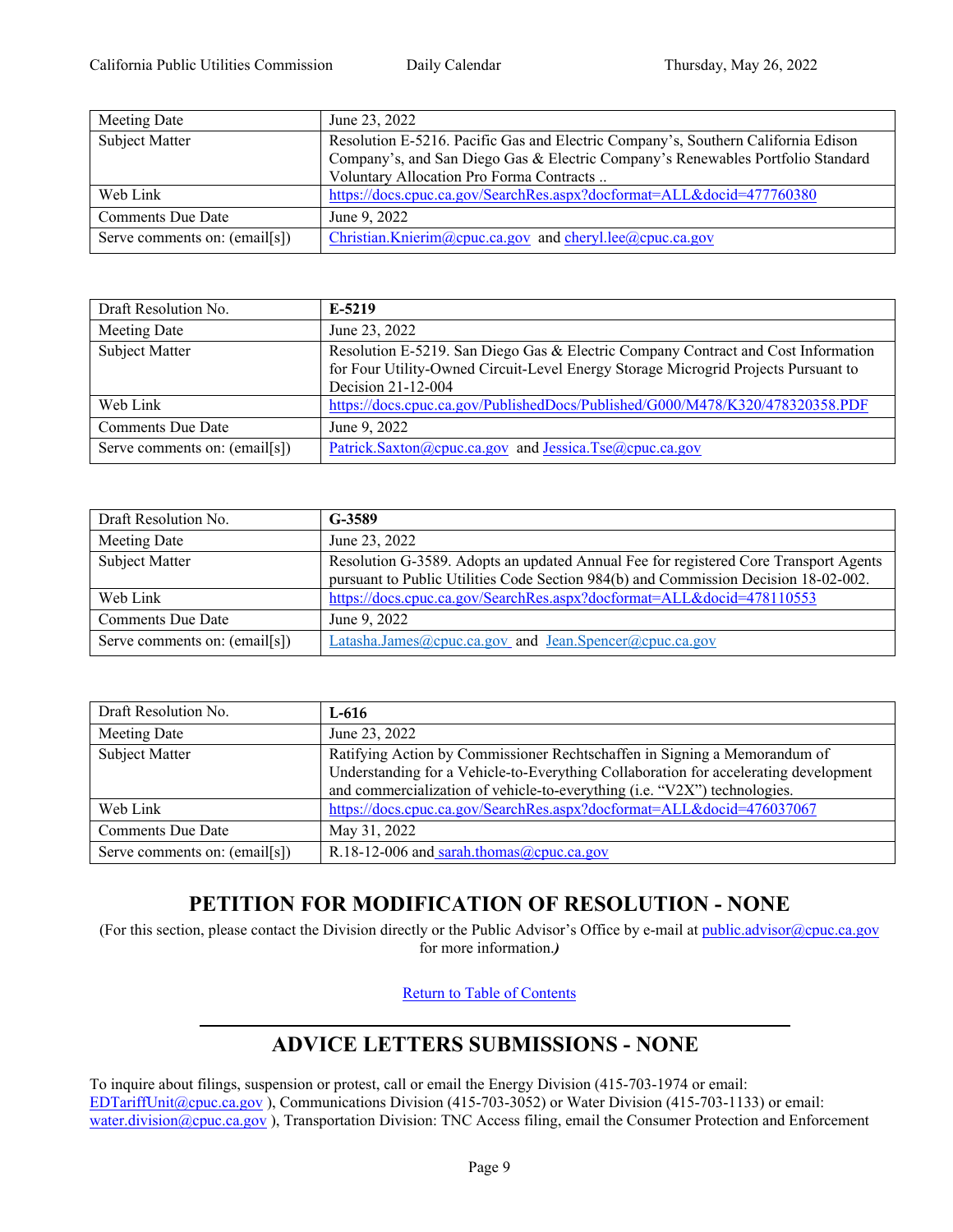| | |
|---|---|
| Meeting Date | June 23, 2022 |
| Subject Matter | Resolution E-5216. Pacific Gas and Electric Company's, Southern California Edison Company's, and San Diego Gas & Electric Company's Renewables Portfolio Standard Voluntary Allocation Pro Forma Contracts .. |
| Web Link | https://docs.cpuc.ca.gov/SearchRes.aspx?docformat=ALL&docid=477760380 |
| Comments Due Date | June 9, 2022 |
| Serve comments on: (email[s]) | Christian.Knierim@cpuc.ca.gov and cheryl.lee@cpuc.ca.gov |

| | |
|---|---|
| Draft Resolution No. | **E-5219** |
| Meeting Date | June 23, 2022 |
| Subject Matter | Resolution E-5219. San Diego Gas & Electric Company Contract and Cost Information for Four Utility-Owned Circuit-Level Energy Storage Microgrid Projects Pursuant to Decision 21-12-004 |
| Web Link | https://docs.cpuc.ca.gov/PublishedDocs/Published/G000/M478/K320/478320358.PDF |
| Comments Due Date | June 9, 2022 |
| Serve comments on: (email[s]) | Patrick.Saxton@cpuc.ca.gov and Jessica.Tse@cpuc.ca.gov |

| | |
|---|---|
| Draft Resolution No. | **G-3589** |
| Meeting Date | June 23, 2022 |
| Subject Matter | Resolution G-3589. Adopts an updated Annual Fee for registered Core Transport Agents pursuant to Public Utilities Code Section 984(b) and Commission Decision 18-02-002. |
| Web Link | https://docs.cpuc.ca.gov/SearchRes.aspx?docformat=ALL&docid=478110553 |
| Comments Due Date | June 9, 2022 |
| Serve comments on: (email[s]) | Latasha.James@cpuc.ca.gov and Jean.Spencer@cpuc.ca.gov |

| | |
|---|---|
| Draft Resolution No. | **L-616** |
| Meeting Date | June 23, 2022 |
| Subject Matter | Ratifying Action by Commissioner Rechtschaffen in Signing a Memorandum of Understanding for a Vehicle-to-Everything Collaboration for accelerating development and commercialization of vehicle-to-everything (i.e. "V2X") technologies. |
| Web Link | https://docs.cpuc.ca.gov/SearchRes.aspx?docformat=ALL&docid=476037067 |
| Comments Due Date | May 31, 2022 |
| Serve comments on: (email[s]) | R.18-12-006 and sarah.thomas@cpuc.ca.gov |

## PETITION FOR MODIFICATION OF RESOLUTION - NONE

(For this section, please contact the Division directly or the Public Advisor's Office by e-mail at public.advisor@cpuc.ca.gov for more information.*)*

Return to Table of Contents

---

## ADVICE LETTERS SUBMISSIONS - NONE

To inquire about filings, suspension or protest, call or email the Energy Division (415-703-1974 or email: EDTariffUnit@cpuc.ca.gov ), Communications Division (415-703-3052) or Water Division (415-703-1133) or email: water.division@cpuc.ca.gov ), Transportation Division: TNC Access filing, email the Consumer Protection and Enforcement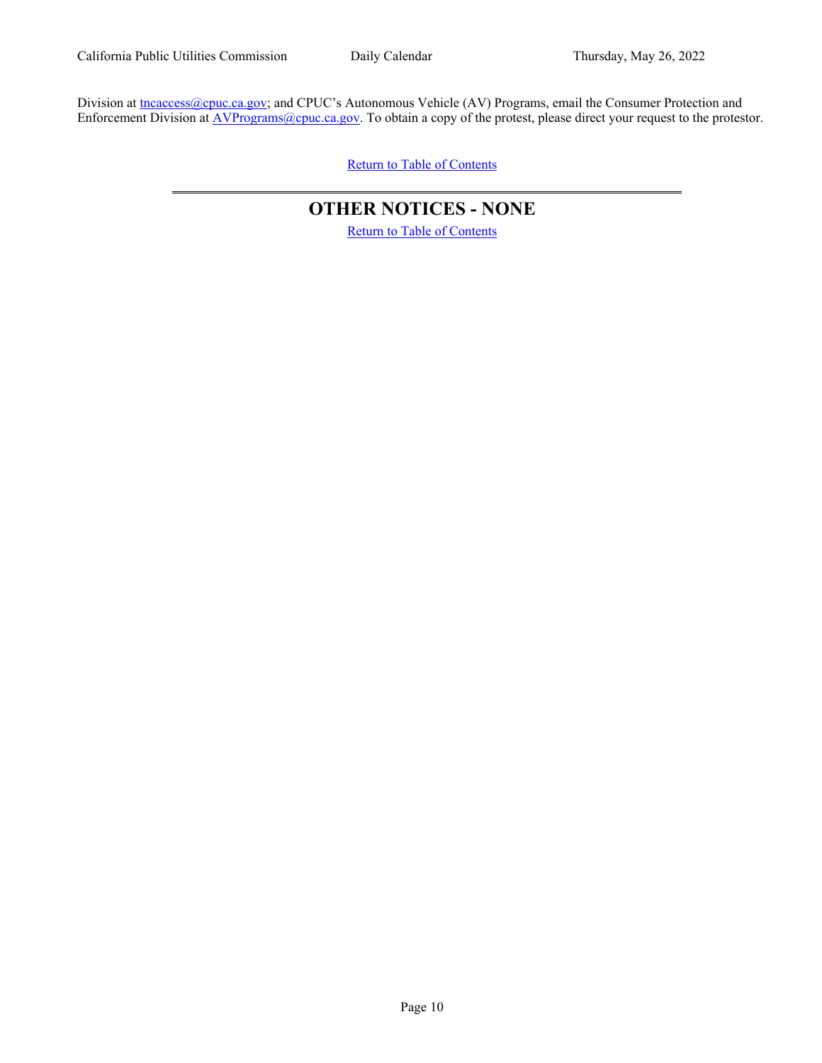Division at tncaccess@cpuc.ca.gov; and CPUC's Autonomous Vehicle (AV) Programs, email the Consumer Protection and Enforcement Division at AVPrograms@cpuc.ca.gov. To obtain a copy of the protest, please direct your request to the protestor.

Return to Table of Contents

---

## OTHER NOTICES - NONE

Return to Table of Contents